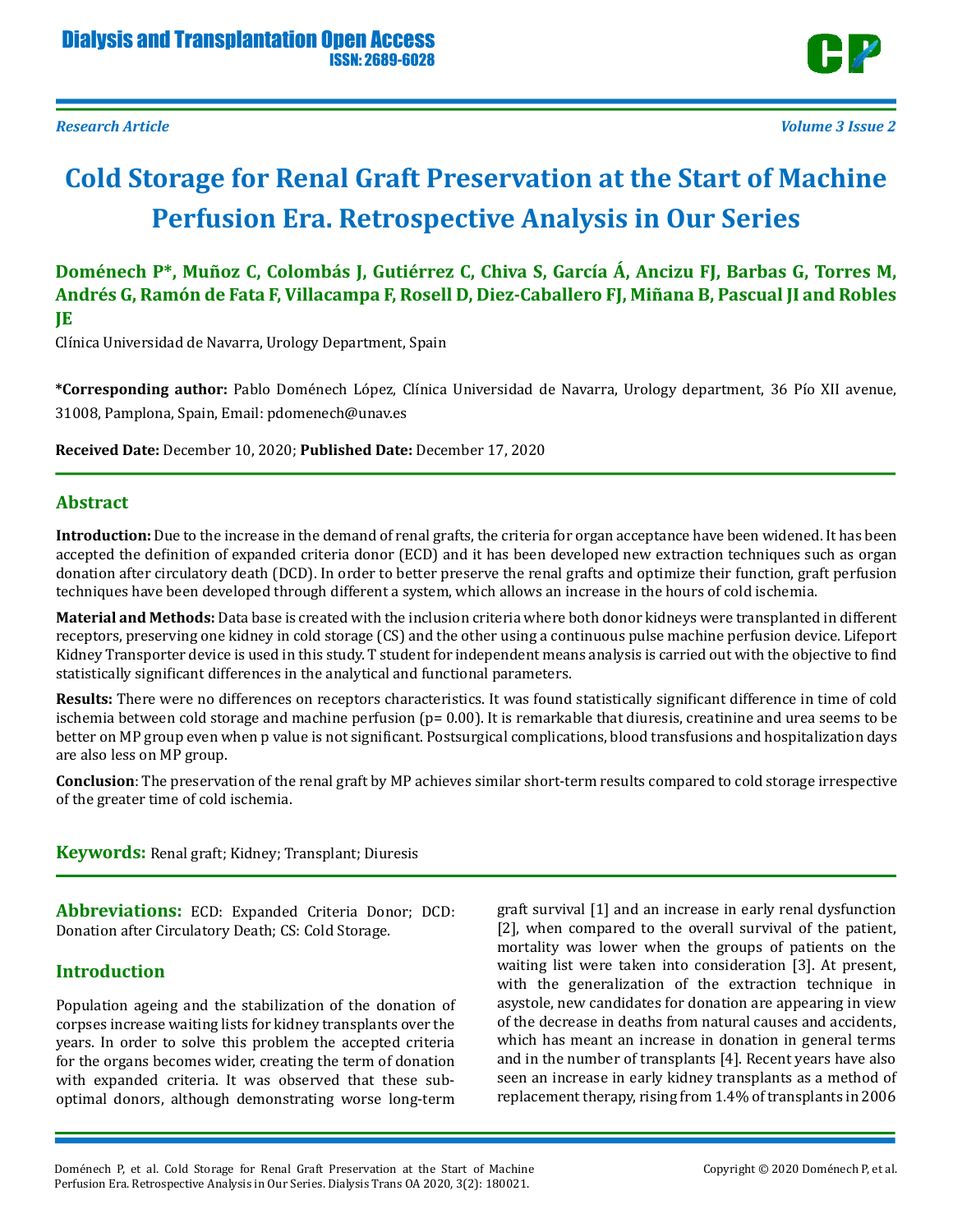Research Article

# Cold Storage for Renal Graft Preservation at the Start of Machine Perfusion Era. Retrospective Analysis in Our Series

**Doménech P\*, Muñoz C, Colombás J, Gutiérrez C, Chiva S, García Á, Ancizu FJ, Barbas G, Torres M, Andrés G, Ramón de Fata F, Villacampa F, Rosell D, Diez-Caballero FJ, Miñana B, Pascual JI and Robles JE**

Clínica Universidad de Navarra, Urology Department, Spain

**\*Corresponding author:** Pablo Doménech López, Clínica Universidad de Navarra, Urology department, 36 Pío XII avenue, 31008, Pamplona, Spain, Email: pdomenech@unav.es

**Received Date:** December 10, 2020; **Published Date:** December 17, 2020

## Abstract

**Introduction:** Due to the increase in the demand of renal grafts, the criteria for organ acceptance have been widened. It has been accepted the definition of expanded criteria donor (ECD) and it has been developed new extraction techniques such as organ donation after circulatory death (DCD). In order to better preserve the renal grafts and optimize their function, graft perfusion techniques have been developed through different a system, which allows an increase in the hours of cold ischemia.

**Material and Methods:** Data base is created with the inclusion criteria where both donor kidneys were transplanted in different receptors, preserving one kidney in cold storage (CS) and the other using a continuous pulse machine perfusion device. Lifeport Kidney Transporter device is used in this study. T student for independent means analysis is carried out with the objective to find statistically significant differences in the analytical and functional parameters.

**Results:** There were no differences on receptors characteristics. It was found statistically significant difference in time of cold ischemia between cold storage and machine perfusion (p= 0.00). It is remarkable that diuresis, creatinine and urea seems to be better on MP group even when p value is not significant. Postsurgical complications, blood transfusions and hospitalization days are also less on MP group.

**Conclusion**: The preservation of the renal graft by MP achieves similar short-term results compared to cold storage irrespective of the greater time of cold ischemia.

**Keywords:** Renal graft; Kidney; Transplant; Diuresis

**Abbreviations:** ECD: Expanded Criteria Donor; DCD: Donation after Circulatory Death; CS: Cold Storage.

## Introduction

Population ageing and the stabilization of the donation of corpses increase waiting lists for kidney transplants over the years. In order to solve this problem the accepted criteria for the organs becomes wider, creating the term of donation with expanded criteria. It was observed that these sub-optimal donors, although demonstrating worse long-term graft survival [1] and an increase in early renal dysfunction [2], when compared to the overall survival of the patient, mortality was lower when the groups of patients on the waiting list were taken into consideration [3]. At present, with the generalization of the extraction technique in asystole, new candidates for donation are appearing in view of the decrease in deaths from natural causes and accidents, which has meant an increase in donation in general terms and in the number of transplants [4]. Recent years have also seen an increase in early kidney transplants as a method of replacement therapy, rising from 1.4% of transplants in 2006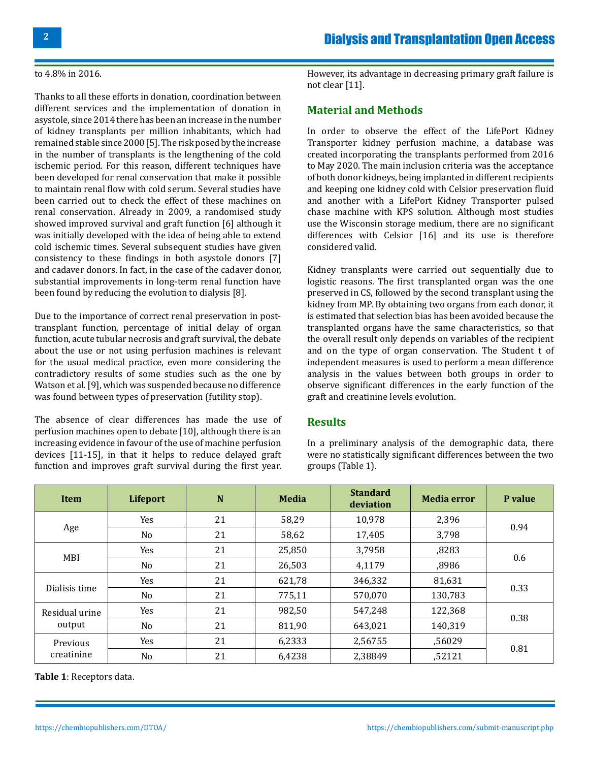to 4.8% in 2016.

Thanks to all these efforts in donation, coordination between different services and the implementation of donation in asystole, since 2014 there has been an increase in the number of kidney transplants per million inhabitants, which had remained stable since 2000 [5]. The risk posed by the increase in the number of transplants is the lengthening of the cold ischemic period. For this reason, different techniques have been developed for renal conservation that make it possible to maintain renal flow with cold serum. Several studies have been carried out to check the effect of these machines on renal conservation. Already in 2009, a randomised study showed improved survival and graft function [6] although it was initially developed with the idea of being able to extend cold ischemic times. Several subsequent studies have given consistency to these findings in both asystole donors [7] and cadaver donors. In fact, in the case of the cadaver donor, substantial improvements in long-term renal function have been found by reducing the evolution to dialysis [8].

Due to the importance of correct renal preservation in post-transplant function, percentage of initial delay of organ function, acute tubular necrosis and graft survival, the debate about the use or not using perfusion machines is relevant for the usual medical practice, even more considering the contradictory results of some studies such as the one by Watson et al. [9], which was suspended because no difference was found between types of preservation (futility stop).

The absence of clear differences has made the use of perfusion machines open to debate [10], although there is an increasing evidence in favour of the use of machine perfusion devices [11-15], in that it helps to reduce delayed graft function and improves graft survival during the first year. However, its advantage in decreasing primary graft failure is not clear [11].

## Material and Methods

In order to observe the effect of the LifePort Kidney Transporter kidney perfusion machine, a database was created incorporating the transplants performed from 2016 to May 2020. The main inclusion criteria was the acceptance of both donor kidneys, being implanted in different recipients and keeping one kidney cold with Celsior preservation fluid and another with a LifePort Kidney Transporter pulsed chase machine with KPS solution. Although most studies use the Wisconsin storage medium, there are no significant differences with Celsior [16] and its use is therefore considered valid.

Kidney transplants were carried out sequentially due to logistic reasons. The first transplanted organ was the one preserved in CS, followed by the second transplant using the kidney from MP. By obtaining two organs from each donor, it is estimated that selection bias has been avoided because the transplanted organs have the same characteristics, so that the overall result only depends on variables of the recipient and on the type of organ conservation. The Student t of independent measures is used to perform a mean difference analysis in the values between both groups in order to observe significant differences in the early function of the graft and creatinine levels evolution.

## Results

In a preliminary analysis of the demographic data, there were no statistically significant differences between the two groups (Table 1).

| Item | Lifeport | N | Media | Standard deviation | Media error | P value |
|---|---|---|---|---|---|---|
| Age | Yes | 21 | 58,29 | 10,978 | 2,396 | 0.94 |
| | No | 21 | 58,62 | 17,405 | 3,798 | |
| MBI | Yes | 21 | 25,850 | 3,7958 | ,8283 | 0.6 |
| | No | 21 | 26,503 | 4,1179 | ,8986 | |
| Dialisis time | Yes | 21 | 621,78 | 346,332 | 81,631 | 0.33 |
| | No | 21 | 775,11 | 570,070 | 130,783 | |
| Residual urine output | Yes | 21 | 982,50 | 547,248 | 122,368 | 0.38 |
| | No | 21 | 811,90 | 643,021 | 140,319 | |
| Previous creatinine | Yes | 21 | 6,2333 | 2,56755 | ,56029 | 0.81 |
| | No | 21 | 6,4238 | 2,38849 | ,52121 | |

**Table 1**: Receptors data.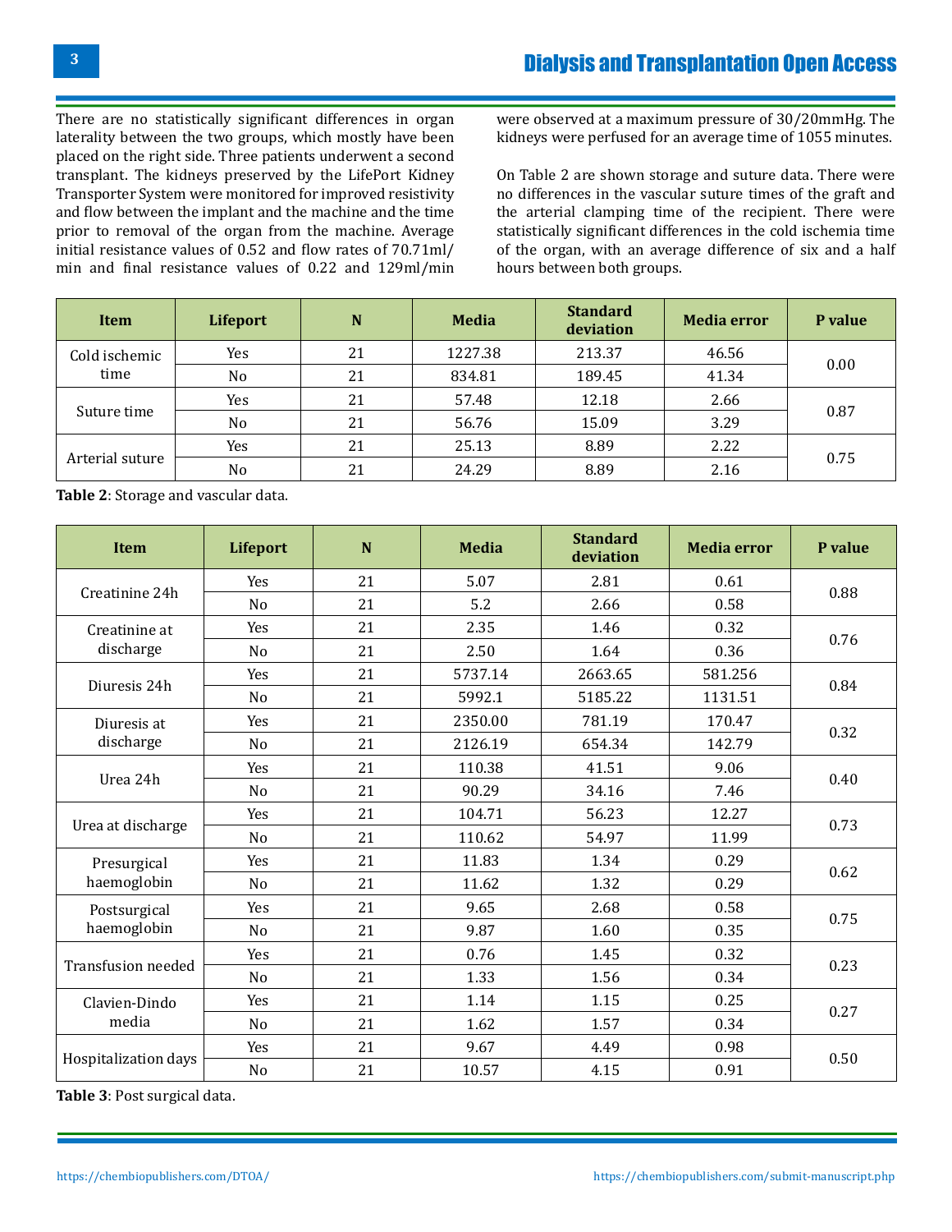There are no statistically significant differences in organ laterality between the two groups, which mostly have been placed on the right side. Three patients underwent a second transplant. The kidneys preserved by the LifePort Kidney Transporter System were monitored for improved resistivity and flow between the implant and the machine and the time prior to removal of the organ from the machine. Average initial resistance values of 0.52 and flow rates of 70.71ml/min and final resistance values of 0.22 and 129ml/min were observed at a maximum pressure of 30/20mmHg. The kidneys were perfused for an average time of 1055 minutes.

On Table 2 are shown storage and suture data. There were no differences in the vascular suture times of the graft and the arterial clamping time of the recipient. There were statistically significant differences in the cold ischemia time of the organ, with an average difference of six and a half hours between both groups.

| Item | Lifeport | N | Media | Standard deviation | Media error | P value |
|---|---|---|---|---|---|---|
| Cold ischemic time | Yes | 21 | 1227.38 | 213.37 | 46.56 | 0.00 |
| | No | 21 | 834.81 | 189.45 | 41.34 | |
| Suture time | Yes | 21 | 57.48 | 12.18 | 2.66 | 0.87 |
| | No | 21 | 56.76 | 15.09 | 3.29 | |
| Arterial suture | Yes | 21 | 25.13 | 8.89 | 2.22 | 0.75 |
| | No | 21 | 24.29 | 8.89 | 2.16 | |

**Table 2**: Storage and vascular data.

| Item | Lifeport | N | Media | Standard deviation | Media error | P value |
|---|---|---|---|---|---|---|
| Creatinine 24h | Yes | 21 | 5.07 | 2.81 | 0.61 | 0.88 |
| | No | 21 | 5.2 | 2.66 | 0.58 | |
| Creatinine at discharge | Yes | 21 | 2.35 | 1.46 | 0.32 | 0.76 |
| | No | 21 | 2.50 | 1.64 | 0.36 | |
| Diuresis 24h | Yes | 21 | 5737.14 | 2663.65 | 581.256 | 0.84 |
| | No | 21 | 5992.1 | 5185.22 | 1131.51 | |
| Diuresis at discharge | Yes | 21 | 2350.00 | 781.19 | 170.47 | 0.32 |
| | No | 21 | 2126.19 | 654.34 | 142.79 | |
| Urea 24h | Yes | 21 | 110.38 | 41.51 | 9.06 | 0.40 |
| | No | 21 | 90.29 | 34.16 | 7.46 | |
| Urea at discharge | Yes | 21 | 104.71 | 56.23 | 12.27 | 0.73 |
| | No | 21 | 110.62 | 54.97 | 11.99 | |
| Presurgical haemoglobin | Yes | 21 | 11.83 | 1.34 | 0.29 | 0.62 |
| | No | 21 | 11.62 | 1.32 | 0.29 | |
| Postsurgical haemoglobin | Yes | 21 | 9.65 | 2.68 | 0.58 | 0.75 |
| | No | 21 | 9.87 | 1.60 | 0.35 | |
| Transfusion needed | Yes | 21 | 0.76 | 1.45 | 0.32 | 0.23 |
| | No | 21 | 1.33 | 1.56 | 0.34 | |
| Clavien-Dindo media | Yes | 21 | 1.14 | 1.15 | 0.25 | 0.27 |
| | No | 21 | 1.62 | 1.57 | 0.34 | |
| Hospitalization days | Yes | 21 | 9.67 | 4.49 | 0.98 | 0.50 |
| | No | 21 | 10.57 | 4.15 | 0.91 | |

**Table 3**: Post surgical data.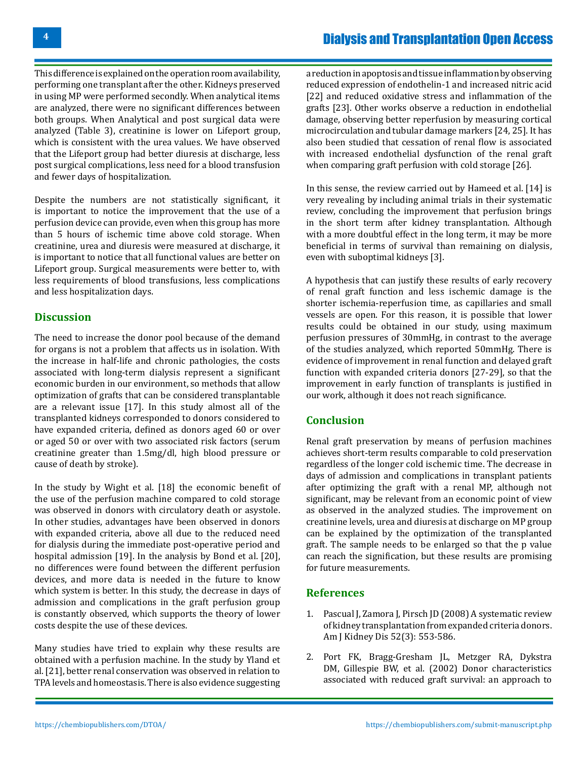This difference is explained on the operation room availability, performing one transplant after the other. Kidneys preserved in using MP were performed secondly. When analytical items are analyzed, there were no significant differences between both groups. When Analytical and post surgical data were analyzed (Table 3), creatinine is lower on Lifeport group, which is consistent with the urea values. We have observed that the Lifeport group had better diuresis at discharge, less post surgical complications, less need for a blood transfusion and fewer days of hospitalization.

Despite the numbers are not statistically significant, it is important to notice the improvement that the use of a perfusion device can provide, even when this group has more than 5 hours of ischemic time above cold storage. When creatinine, urea and diuresis were measured at discharge, it is important to notice that all functional values are better on Lifeport group. Surgical measurements were better to, with less requirements of blood transfusions, less complications and less hospitalization days.

## Discussion

The need to increase the donor pool because of the demand for organs is not a problem that affects us in isolation. With the increase in half-life and chronic pathologies, the costs associated with long-term dialysis represent a significant economic burden in our environment, so methods that allow optimization of grafts that can be considered transplantable are a relevant issue [17]. In this study almost all of the transplanted kidneys corresponded to donors considered to have expanded criteria, defined as donors aged 60 or over or aged 50 or over with two associated risk factors (serum creatinine greater than 1.5mg/dl, high blood pressure or cause of death by stroke).

In the study by Wight et al. [18] the economic benefit of the use of the perfusion machine compared to cold storage was observed in donors with circulatory death or asystole. In other studies, advantages have been observed in donors with expanded criteria, above all due to the reduced need for dialysis during the immediate post-operative period and hospital admission [19]. In the analysis by Bond et al. [20], no differences were found between the different perfusion devices, and more data is needed in the future to know which system is better. In this study, the decrease in days of admission and complications in the graft perfusion group is constantly observed, which supports the theory of lower costs despite the use of these devices.

Many studies have tried to explain why these results are obtained with a perfusion machine. In the study by Yland et al. [21], better renal conservation was observed in relation to TPA levels and homeostasis. There is also evidence suggesting a reduction in apoptosis and tissue inflammation by observing reduced expression of endothelin-1 and increased nitric acid [22] and reduced oxidative stress and inflammation of the grafts [23]. Other works observe a reduction in endothelial damage, observing better reperfusion by measuring cortical microcirculation and tubular damage markers [24, 25]. It has also been studied that cessation of renal flow is associated with increased endothelial dysfunction of the renal graft when comparing graft perfusion with cold storage [26].

In this sense, the review carried out by Hameed et al. [14] is very revealing by including animal trials in their systematic review, concluding the improvement that perfusion brings in the short term after kidney transplantation. Although with a more doubtful effect in the long term, it may be more beneficial in terms of survival than remaining on dialysis, even with suboptimal kidneys [3].

A hypothesis that can justify these results of early recovery of renal graft function and less ischemic damage is the shorter ischemia-reperfusion time, as capillaries and small vessels are open. For this reason, it is possible that lower results could be obtained in our study, using maximum perfusion pressures of 30mmHg, in contrast to the average of the studies analyzed, which reported 50mmHg. There is evidence of improvement in renal function and delayed graft function with expanded criteria donors [27-29], so that the improvement in early function of transplants is justified in our work, although it does not reach significance.

## Conclusion

Renal graft preservation by means of perfusion machines achieves short-term results comparable to cold preservation regardless of the longer cold ischemic time. The decrease in days of admission and complications in transplant patients after optimizing the graft with a renal MP, although not significant, may be relevant from an economic point of view as observed in the analyzed studies. The improvement on creatinine levels, urea and diuresis at discharge on MP group can be explained by the optimization of the transplanted graft. The sample needs to be enlarged so that the p value can reach the signification, but these results are promising for future measurements.

## References

1. Pascual J, Zamora J, Pirsch JD (2008) A systematic review of kidney transplantation from expanded criteria donors. Am J Kidney Dis 52(3): 553-586.
2. Port FK, Bragg-Gresham JL, Metzger RA, Dykstra DM, Gillespie BW, et al. (2002) Donor characteristics associated with reduced graft survival: an approach to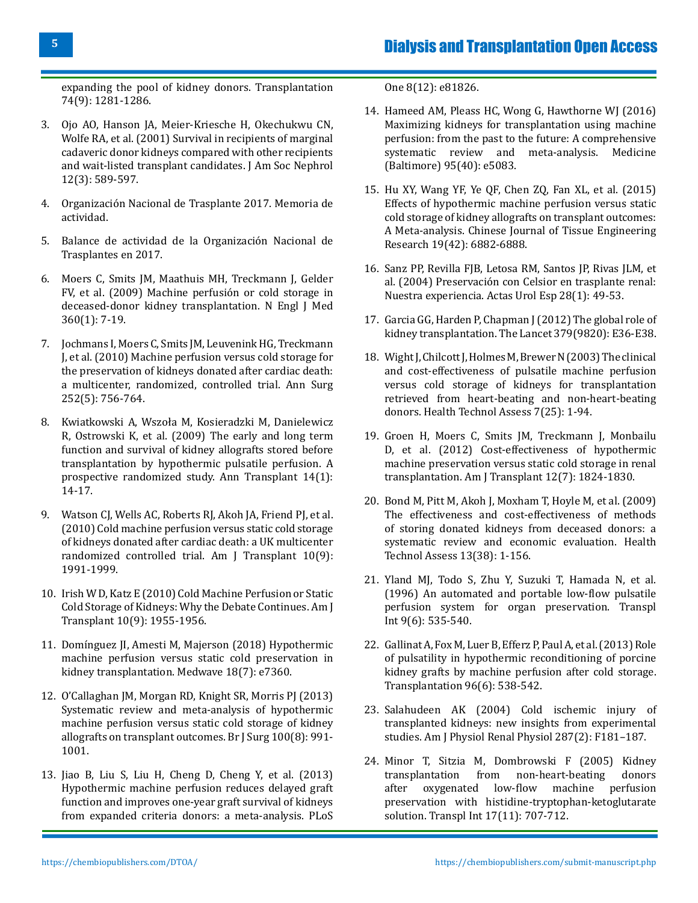expanding the pool of kidney donors. Transplantation 74(9): 1281-1286.

3. Ojo AO, Hanson JA, Meier-Kriesche H, Okechukwu CN, Wolfe RA, et al. (2001) Survival in recipients of marginal cadaveric donor kidneys compared with other recipients and wait-listed transplant candidates. J Am Soc Nephrol 12(3): 589-597.

4. Organización Nacional de Trasplante 2017. Memoria de actividad.

5. Balance de actividad de la Organización Nacional de Trasplantes en 2017.

6. Moers C, Smits JM, Maathuis MH, Treckmann J, Gelder FV, et al. (2009) Machine perfusión or cold storage in deceased-donor kidney transplantation. N Engl J Med 360(1): 7-19.

7. Jochmans I, Moers C, Smits JM, Leuvenink HG, Treckmann J, et al. (2010) Machine perfusion versus cold storage for the preservation of kidneys donated after cardiac death: a multicenter, randomized, controlled trial. Ann Surg 252(5): 756-764.

8. Kwiatkowski A, Wszoła M, Kosieradzki M, Danielewicz R, Ostrowski K, et al. (2009) The early and long term function and survival of kidney allografts stored before transplantation by hypothermic pulsatile perfusion. A prospective randomized study. Ann Transplant 14(1): 14-17.

9. Watson CJ, Wells AC, Roberts RJ, Akoh JA, Friend PJ, et al. (2010) Cold machine perfusion versus static cold storage of kidneys donated after cardiac death: a UK multicenter randomized controlled trial. Am J Transplant 10(9): 1991-1999.

10. Irish W D, Katz E (2010) Cold Machine Perfusion or Static Cold Storage of Kidneys: Why the Debate Continues. Am J Transplant 10(9): 1955-1956.

11. Domínguez JI, Amesti M, Majerson (2018) Hypothermic machine perfusion versus static cold preservation in kidney transplantation. Medwave 18(7): e7360.

12. O'Callaghan JM, Morgan RD, Knight SR, Morris PJ (2013) Systematic review and meta-analysis of hypothermic machine perfusion versus static cold storage of kidney allografts on transplant outcomes. Br J Surg 100(8): 991-1001.

13. Jiao B, Liu S, Liu H, Cheng D, Cheng Y, et al. (2013) Hypothermic machine perfusion reduces delayed graft function and improves one-year graft survival of kidneys from expanded criteria donors: a meta-analysis. PLoS One 8(12): e81826.

14. Hameed AM, Pleass HC, Wong G, Hawthorne WJ (2016) Maximizing kidneys for transplantation using machine perfusion: from the past to the future: A comprehensive systematic review and meta-analysis. Medicine (Baltimore) 95(40): e5083.

15. Hu XY, Wang YF, Ye QF, Chen ZQ, Fan XL, et al. (2015) Effects of hypothermic machine perfusion versus static cold storage of kidney allografts on transplant outcomes: A Meta-analysis. Chinese Journal of Tissue Engineering Research 19(42): 6882-6888.

16. Sanz PP, Revilla FJB, Letosa RM, Santos JP, Rivas JLM, et al. (2004) Preservación con Celsior en trasplante renal: Nuestra experiencia. Actas Urol Esp 28(1): 49-53.

17. Garcia GG, Harden P, Chapman J (2012) The global role of kidney transplantation. The Lancet 379(9820): E36-E38.

18. Wight J, Chilcott J, Holmes M, Brewer N (2003) The clinical and cost-effectiveness of pulsatile machine perfusion versus cold storage of kidneys for transplantation retrieved from heart-beating and non-heart-beating donors. Health Technol Assess 7(25): 1-94.

19. Groen H, Moers C, Smits JM, Treckmann J, Monbailu D, et al. (2012) Cost-effectiveness of hypothermic machine preservation versus static cold storage in renal transplantation. Am J Transplant 12(7): 1824-1830.

20. Bond M, Pitt M, Akoh J, Moxham T, Hoyle M, et al. (2009) The effectiveness and cost-effectiveness of methods of storing donated kidneys from deceased donors: a systematic review and economic evaluation. Health Technol Assess 13(38): 1-156.

21. Yland MJ, Todo S, Zhu Y, Suzuki T, Hamada N, et al. (1996) An automated and portable low-flow pulsatile perfusion system for organ preservation. Transpl Int 9(6): 535-540.

22. Gallinat A, Fox M, Luer B, Efferz P, Paul A, et al. (2013) Role of pulsatility in hypothermic reconditioning of porcine kidney grafts by machine perfusion after cold storage. Transplantation 96(6): 538-542.

23. Salahudeen AK (2004) Cold ischemic injury of transplanted kidneys: new insights from experimental studies. Am J Physiol Renal Physiol 287(2): F181–187.

24. Minor T, Sitzia M, Dombrowski F (2005) Kidney transplantation from non-heart-beating donors after oxygenated low-flow machine perfusion preservation with histidine-tryptophan-ketoglutarate solution. Transpl Int 17(11): 707-712.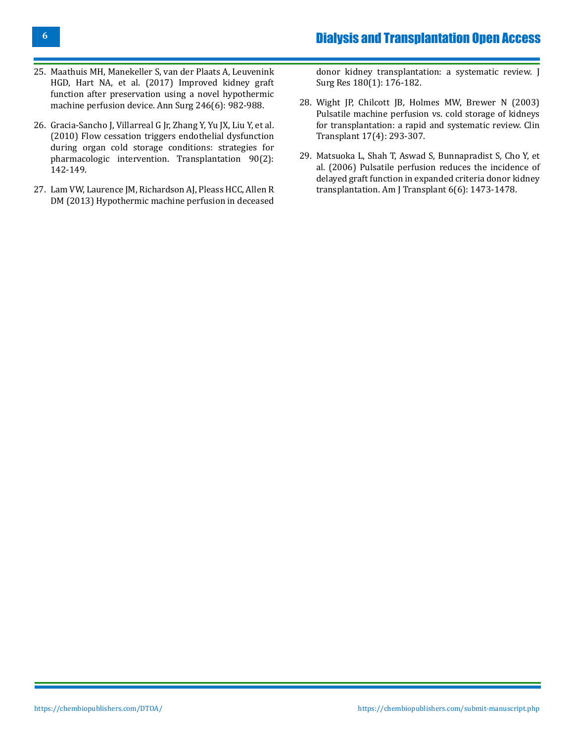25. Maathuis MH, Manekeller S, van der Plaats A, Leuvenink HGD, Hart NA, et al. (2017) Improved kidney graft function after preservation using a novel hypothermic machine perfusion device. Ann Surg 246(6): 982-988.

26. Gracia-Sancho J, Villarreal G Jr, Zhang Y, Yu JX, Liu Y, et al. (2010) Flow cessation triggers endothelial dysfunction during organ cold storage conditions: strategies for pharmacologic intervention. Transplantation 90(2): 142-149.

27. Lam VW, Laurence JM, Richardson AJ, Pleass HCC, Allen R DM (2013) Hypothermic machine perfusion in deceased donor kidney transplantation: a systematic review. J Surg Res 180(1): 176-182.

28. Wight JP, Chilcott JB, Holmes MW, Brewer N (2003) Pulsatile machine perfusion vs. cold storage of kidneys for transplantation: a rapid and systematic review. Clin Transplant 17(4): 293-307.

29. Matsuoka L, Shah T, Aswad S, Bunnapradist S, Cho Y, et al. (2006) Pulsatile perfusion reduces the incidence of delayed graft function in expanded criteria donor kidney transplantation. Am J Transplant 6(6): 1473-1478.